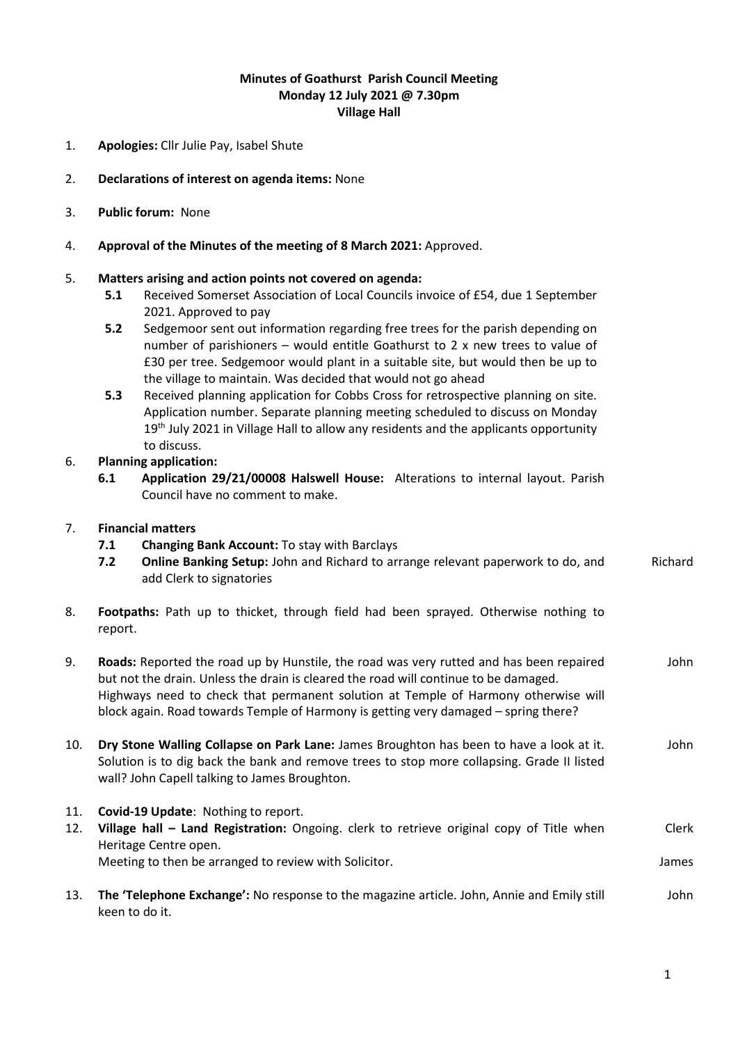**Minutes of Goathurst Parish Council Meeting**
**Monday 12 July 2021 @ 7.30pm**
**Village Hall**

1. **Apologies:** Cllr Julie Pay, Isabel Shute

2. **Declarations of interest on agenda items:** None

3. **Public forum:** None

4. **Approval of the Minutes of the meeting of 8 March 2021:** Approved.

5. **Matters arising and action points not covered on agenda:**
   - **5.1** Received Somerset Association of Local Councils invoice of £54, due 1 September 2021. Approved to pay
   - **5.2** Sedgemoor sent out information regarding free trees for the parish depending on number of parishioners – would entitle Goathurst to 2 x new trees to value of £30 per tree. Sedgemoor would plant in a suitable site, but would then be up to the village to maintain. Was decided that would not go ahead
   - **5.3** Received planning application for Cobbs Cross for retrospective planning on site. Application number. Separate planning meeting scheduled to discuss on Monday 19th July 2021 in Village Hall to allow any residents and the applicants opportunity to discuss.

6. **Planning application:**
   - **6.1 Application 29/21/00008 Halswell House:** Alterations to internal layout. Parish Council have no comment to make.

7. **Financial matters**
   - **7.1 Changing Bank Account:** To stay with Barclays
   - **7.2 Online Banking Setup:** John and Richard to arrange relevant paperwork to do, and add Clerk to signatories — Richard

8. **Footpaths:** Path up to thicket, through field had been sprayed. Otherwise nothing to report.

9. **Roads:** Reported the road up by Hunstile, the road was very rutted and has been repaired but not the drain. Unless the drain is cleared the road will continue to be damaged. Highways need to check that permanent solution at Temple of Harmony otherwise will block again. Road towards Temple of Harmony is getting very damaged – spring there? — John

10. **Dry Stone Walling Collapse on Park Lane:** James Broughton has been to have a look at it. Solution is to dig back the bank and remove trees to stop more collapsing. Grade II listed wall? John Capell talking to James Broughton. — John

11. **Covid-19 Update**: Nothing to report.

12. **Village hall – Land Registration:** Ongoing. clerk to retrieve original copy of Title when Heritage Centre open. — Clerk
    Meeting to then be arranged to review with Solicitor. — James

13. **The 'Telephone Exchange':** No response to the magazine article. John, Annie and Emily still keen to do it. — John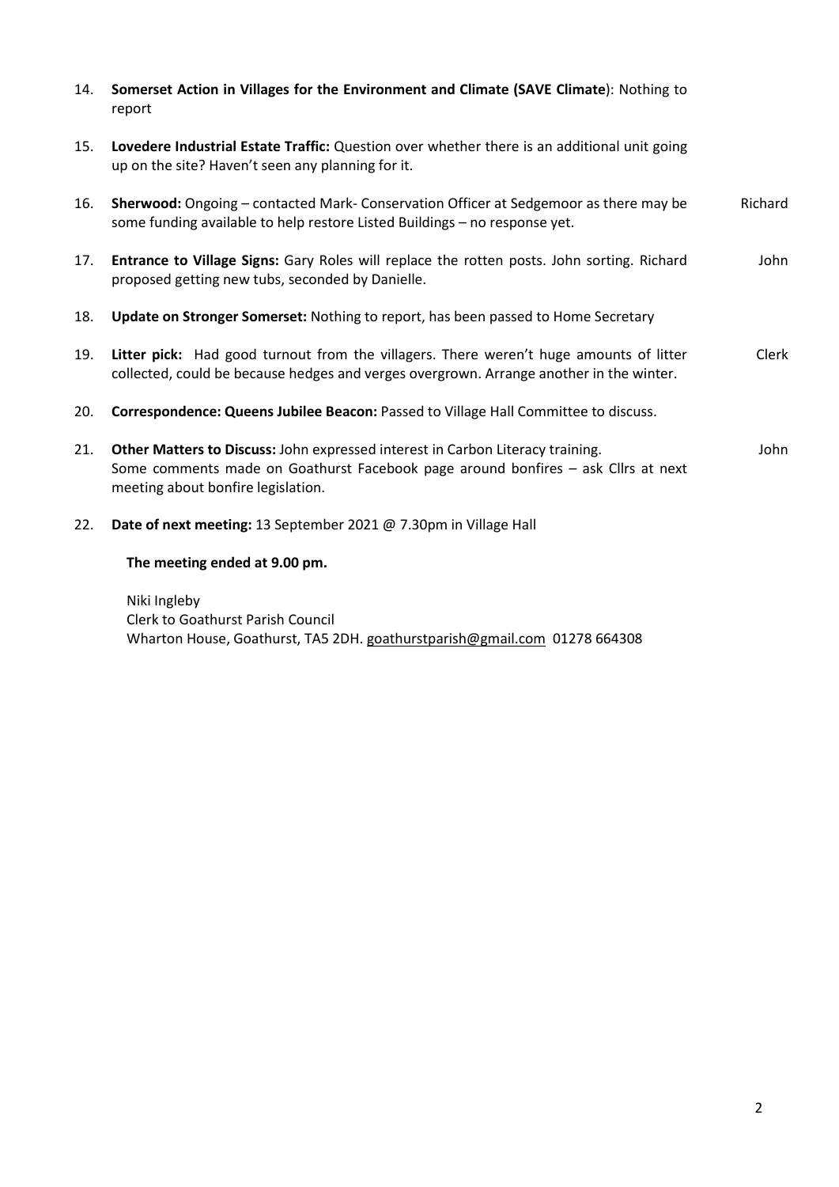14. **Somerset Action in Villages for the Environment and Climate (SAVE Climate**): Nothing to report

15. **Lovedere Industrial Estate Traffic:** Question over whether there is an additional unit going up on the site? Haven't seen any planning for it.

16. **Sherwood:** Ongoing – contacted Mark- Conservation Officer at Sedgemoor as there may be some funding available to help restore Listed Buildings – no response yet. — Richard

17. **Entrance to Village Signs:** Gary Roles will replace the rotten posts. John sorting. Richard proposed getting new tubs, seconded by Danielle. — John

18. **Update on Stronger Somerset:** Nothing to report, has been passed to Home Secretary

19. **Litter pick:** Had good turnout from the villagers. There weren't huge amounts of litter collected, could be because hedges and verges overgrown. Arrange another in the winter. — Clerk

20. **Correspondence: Queens Jubilee Beacon:** Passed to Village Hall Committee to discuss.

21. **Other Matters to Discuss:** John expressed interest in Carbon Literacy training. Some comments made on Goathurst Facebook page around bonfires – ask Cllrs at next meeting about bonfire legislation. — John

22. **Date of next meeting:** 13 September 2021 @ 7.30pm in Village Hall

**The meeting ended at 9.00 pm.**

Niki Ingleby
Clerk to Goathurst Parish Council
Wharton House, Goathurst, TA5 2DH. goathurstparish@gmail.com 01278 664308